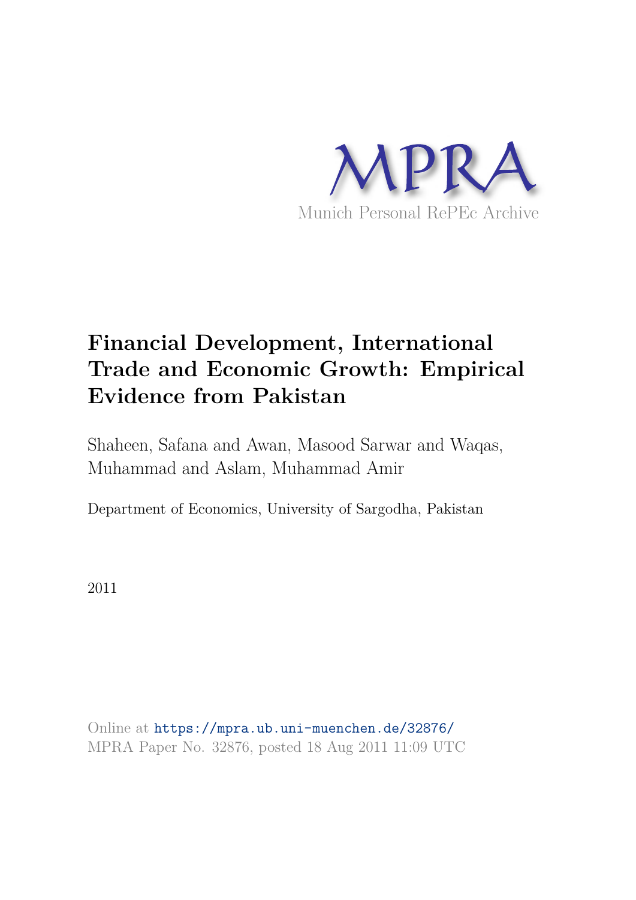MPRA

Munich Personal RePEc Archive

# Financial Development, International Trade and Economic Growth: Empirical Evidence from Pakistan

Shaheen, Safana and Awan, Masood Sarwar and Waqas, Muhammad and Aslam, Muhammad Amir

Department of Economics, University of Sargodha, Pakistan

2011

Online at https://mpra.ub.uni-muenchen.de/32876/
MPRA Paper No. 32876, posted 18 Aug 2011 11:09 UTC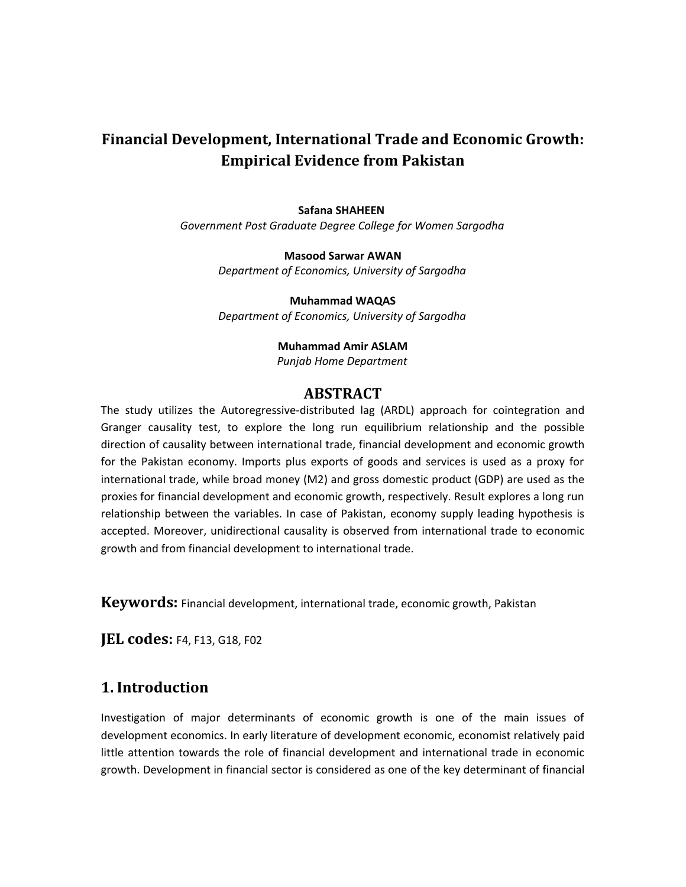# Financial Development, International Trade and Economic Growth: Empirical Evidence from Pakistan

**Safana SHAHEEN**
*Government Post Graduate Degree College for Women Sargodha*

**Masood Sarwar AWAN**
*Department of Economics, University of Sargodha*

**Muhammad WAQAS**
*Department of Economics, University of Sargodha*

**Muhammad Amir ASLAM**
*Punjab Home Department*

## ABSTRACT

The study utilizes the Autoregressive-distributed lag (ARDL) approach for cointegration and Granger causality test, to explore the long run equilibrium relationship and the possible direction of causality between international trade, financial development and economic growth for the Pakistan economy. Imports plus exports of goods and services is used as a proxy for international trade, while broad money (M2) and gross domestic product (GDP) are used as the proxies for financial development and economic growth, respectively. Result explores a long run relationship between the variables. In case of Pakistan, economy supply leading hypothesis is accepted. Moreover, unidirectional causality is observed from international trade to economic growth and from financial development to international trade.

**Keywords:** Financial development, international trade, economic growth, Pakistan

**JEL codes:** F4, F13, G18, F02

## 1. Introduction

Investigation of major determinants of economic growth is one of the main issues of development economics. In early literature of development economic, economist relatively paid little attention towards the role of financial development and international trade in economic growth. Development in financial sector is considered as one of the key determinant of financial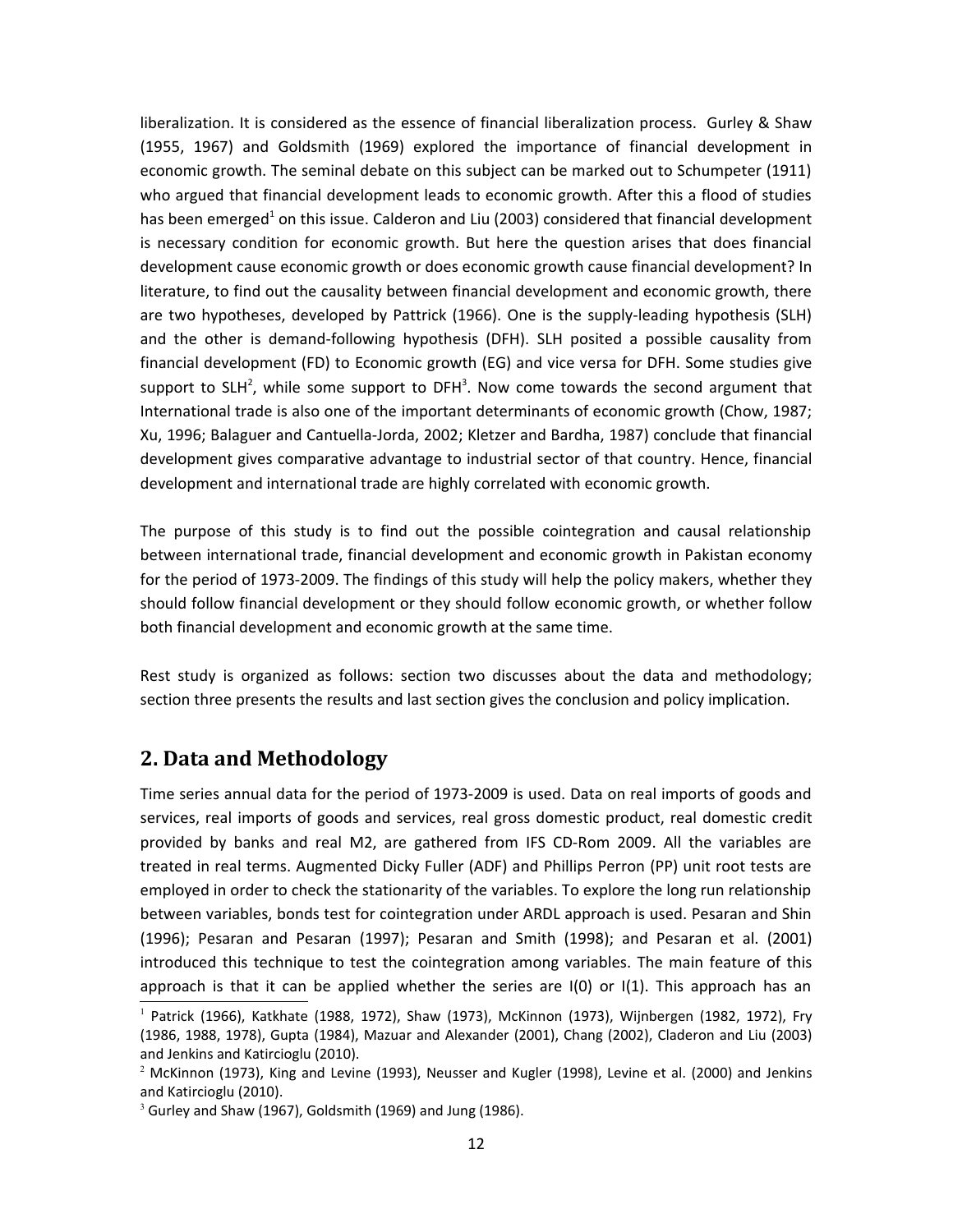liberalization. It is considered as the essence of financial liberalization process. Gurley & Shaw (1955, 1967) and Goldsmith (1969) explored the importance of financial development in economic growth. The seminal debate on this subject can be marked out to Schumpeter (1911) who argued that financial development leads to economic growth. After this a flood of studies has been emerged[1] on this issue. Calderon and Liu (2003) considered that financial development is necessary condition for economic growth. But here the question arises that does financial development cause economic growth or does economic growth cause financial development? In literature, to find out the causality between financial development and economic growth, there are two hypotheses, developed by Pattrick (1966). One is the supply-leading hypothesis (SLH) and the other is demand-following hypothesis (DFH). SLH posited a possible causality from financial development (FD) to Economic growth (EG) and vice versa for DFH. Some studies give support to SLH[2], while some support to DFH[3]. Now come towards the second argument that International trade is also one of the important determinants of economic growth (Chow, 1987; Xu, 1996; Balaguer and Cantuella-Jorda, 2002; Kletzer and Bardha, 1987) conclude that financial development gives comparative advantage to industrial sector of that country. Hence, financial development and international trade are highly correlated with economic growth.

The purpose of this study is to find out the possible cointegration and causal relationship between international trade, financial development and economic growth in Pakistan economy for the period of 1973-2009. The findings of this study will help the policy makers, whether they should follow financial development or they should follow economic growth, or whether follow both financial development and economic growth at the same time.

Rest study is organized as follows: section two discusses about the data and methodology; section three presents the results and last section gives the conclusion and policy implication.

## 2. Data and Methodology

Time series annual data for the period of 1973-2009 is used. Data on real imports of goods and services, real imports of goods and services, real gross domestic product, real domestic credit provided by banks and real M2, are gathered from IFS CD-Rom 2009. All the variables are treated in real terms. Augmented Dicky Fuller (ADF) and Phillips Perron (PP) unit root tests are employed in order to check the stationarity of the variables. To explore the long run relationship between variables, bonds test for cointegration under ARDL approach is used. Pesaran and Shin (1996); Pesaran and Pesaran (1997); Pesaran and Smith (1998); and Pesaran et al. (2001) introduced this technique to test the cointegration among variables. The main feature of this approach is that it can be applied whether the series are I(0) or I(1). This approach has an

---

[1] Patrick (1966), Katkhate (1988, 1972), Shaw (1973), McKinnon (1973), Wijnbergen (1982, 1972), Fry (1986, 1988, 1978), Gupta (1984), Mazuar and Alexander (2001), Chang (2002), Claderon and Liu (2003) and Jenkins and Katircioglu (2010).

[2] McKinnon (1973), King and Levine (1993), Neusser and Kugler (1998), Levine et al. (2000) and Jenkins and Katircioglu (2010).

[3] Gurley and Shaw (1967), Goldsmith (1969) and Jung (1986).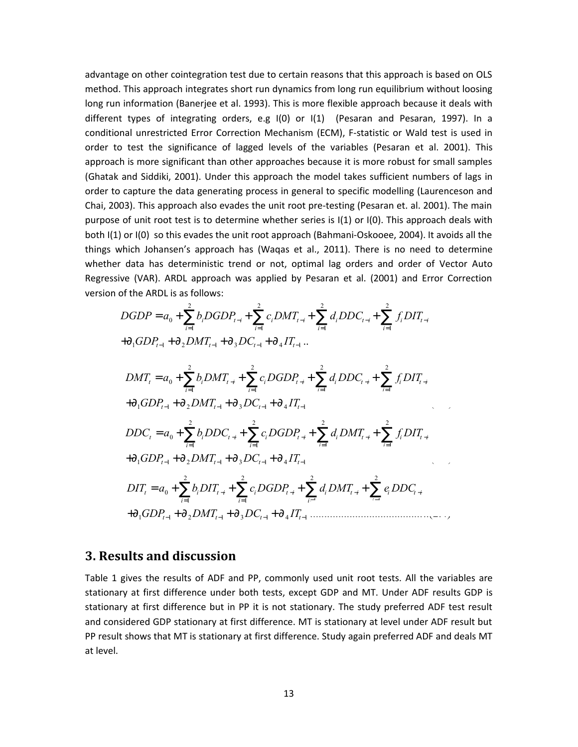advantage on other cointegration test due to certain reasons that this approach is based on OLS method. This approach integrates short run dynamics from long run equilibrium without loosing long run information (Banerjee et al. 1993). This is more flexible approach because it deals with different types of integrating orders, e.g I(0) or I(1) (Pesaran and Pesaran, 1997). In a conditional unrestricted Error Correction Mechanism (ECM), F-statistic or Wald test is used in order to test the significance of lagged levels of the variables (Pesaran et al. 2001). This approach is more significant than other approaches because it is more robust for small samples (Ghatak and Siddiki, 2001). Under this approach the model takes sufficient numbers of lags in order to capture the data generating process in general to specific modelling (Laurenceson and Chai, 2003). This approach also evades the unit root pre-testing (Pesaran et. al. 2001). The main purpose of unit root test is to determine whether series is I(1) or I(0). This approach deals with both I(1) or I(0) so this evades the unit root approach (Bahmani-Oskooee, 2004). It avoids all the things which Johansen's approach has (Waqas et al., 2011). There is no need to determine whether data has deterministic trend or not, optimal lag orders and order of Vector Auto Regressive (VAR). ARDL approach was applied by Pesaran et al. (2001) and Error Correction version of the ARDL is as follows:

$$DGDP = a_0 + \sum_{i=1}^{2} b_i DGDP_{t-i} + \sum_{i=1}^{2} c_i DMT_{t-i} + \sum_{i=1}^{2} d_i DDC_{t-i} + \sum_{i=1}^{2} f_i DIT_{t-i}$$
$$+\partial_1 GDP_{t-1} + \partial_2 DMT_{t-1} + \partial_3 DC_{t-1} + \partial_4 IT_{t-1} ..$$

$$DMT_t = a_0 + \sum_{i=1}^{2} b_i DMT_{t-i} + \sum_{i=1}^{2} c_i DGDP_{t-i} + \sum_{i=1}^{2} d_i DDC_{t-i} + \sum_{i=1}^{2} f_i DIT_{t-i}$$
$$+\partial_1 GDP_{t-1} + \partial_2 DMT_{t-1} + \partial_3 DC_{t-1} + \partial_4 IT_{t-1}$$

$$DDC_t = a_0 + \sum_{i=1}^{2} b_i DDC_{t-i} + \sum_{i=1}^{2} c_i DGDP_{t-i} + \sum_{i=1}^{2} d_i DMT_{t-i} + \sum_{i=1}^{2} f_i DIT_{t-i}$$
$$+\partial_1 GDP_{t-1} + \partial_2 DMT_{t-1} + \partial_3 DC_{t-1} + \partial_4 IT_{t-1}$$

$$DIT_t = a_0 + \sum_{i=1}^{2} b_i DIT_{t-i} + \sum_{i=1}^{2} c_i DGDP_{t-i} + \sum_{i=1}^{2} d_i DMT_{t-i} + \sum_{i=1}^{2} e_i DDC_{t-i}$$
$$+\partial_1 GDP_{t-1} + \partial_2 DMT_{t-1} + \partial_3 DC_{t-1} + \partial_4 IT_{t-1} \quad \ldots\ldots\ldots\ldots\ldots\ldots\ldots\ldots\ldots\ldots\ldots\ldots$$

## 3. Results and discussion

Table 1 gives the results of ADF and PP, commonly used unit root tests. All the variables are stationary at first difference under both tests, except GDP and MT. Under ADF results GDP is stationary at first difference but in PP it is not stationary. The study preferred ADF test result and considered GDP stationary at first difference. MT is stationary at level under ADF result but PP result shows that MT is stationary at first difference. Study again preferred ADF and deals MT at level.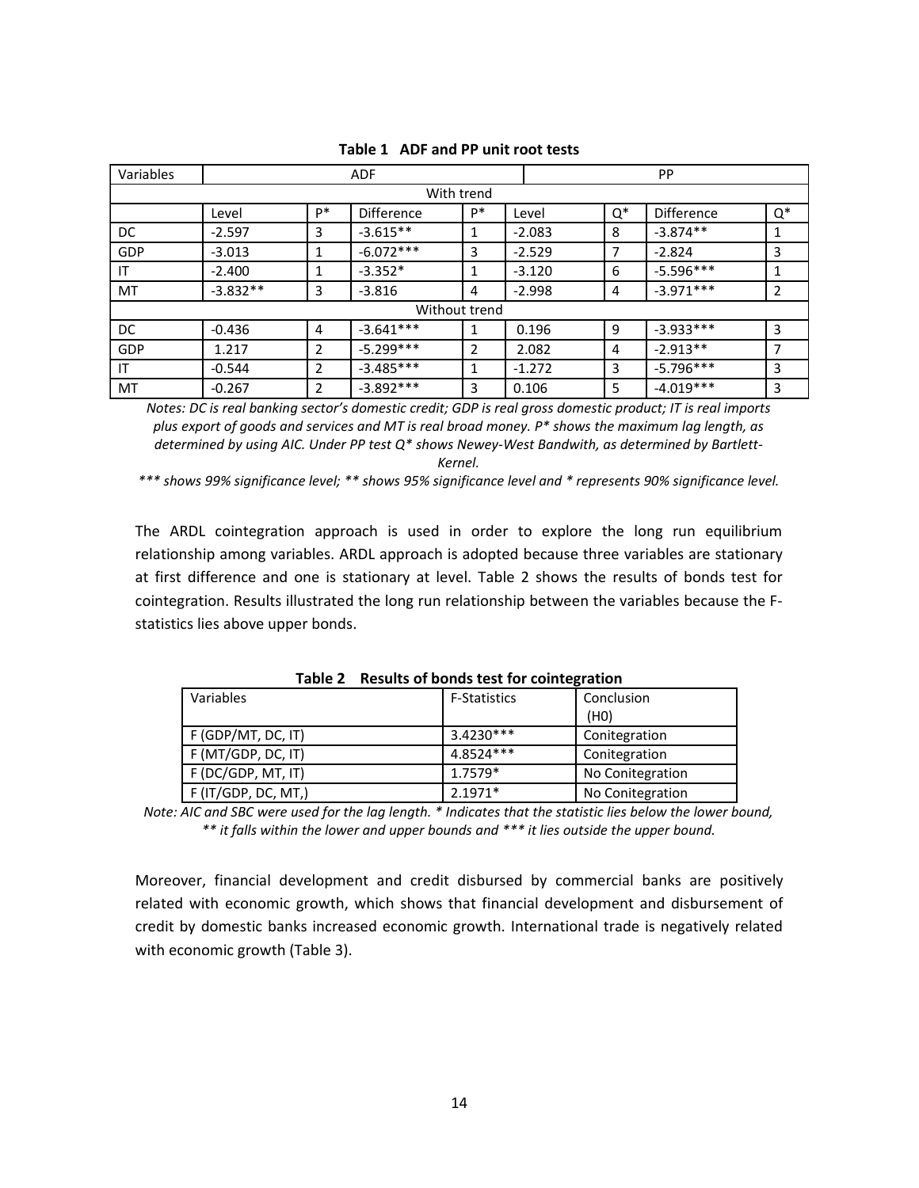**Table 1 ADF and PP unit root tests**

| Variables | ADF | | | | PP | | | |
|---|---|---|---|---|---|---|---|---|
| With trend | | | | | | | | |
| | Level | P* | Difference | P* | Level | Q* | Difference | Q* |
| DC | -2.597 | 3 | -3.615** | 1 | -2.083 | 8 | -3.874** | 1 |
| GDP | -3.013 | 1 | -6.072*** | 3 | -2.529 | 7 | -2.824 | 3 |
| IT | -2.400 | 1 | -3.352* | 1 | -3.120 | 6 | -5.596*** | 1 |
| MT | -3.832** | 3 | -3.816 | 4 | -2.998 | 4 | -3.971*** | 2 |
| Without trend | | | | | | | | |
| DC | -0.436 | 4 | -3.641*** | 1 | 0.196 | 9 | -3.933*** | 3 |
| GDP | 1.217 | 2 | -5.299*** | 2 | 2.082 | 4 | -2.913** | 7 |
| IT | -0.544 | 2 | -3.485*** | 1 | -1.272 | 3 | -5.796*** | 3 |
| MT | -0.267 | 2 | -3.892*** | 3 | 0.106 | 5 | -4.019*** | 3 |

*Notes: DC is real banking sector's domestic credit; GDP is real gross domestic product; IT is real imports plus export of goods and services and MT is real broad money. P* shows the maximum lag length, as determined by using AIC. Under PP test Q* shows Newey-West Bandwith, as determined by Bartlett-Kernel.*

**\*** shows 99% significance level; ** shows 95% significance level and * represents 90% significance level.*

The ARDL cointegration approach is used in order to explore the long run equilibrium relationship among variables. ARDL approach is adopted because three variables are stationary at first difference and one is stationary at level. Table 2 shows the results of bonds test for cointegration. Results illustrated the long run relationship between the variables because the F-statistics lies above upper bonds.

**Table 2 Results of bonds test for cointegration**

| Variables | F-Statistics | Conclusion (H0) |
|---|---|---|
| F (GDP/MT, DC, IT) | 3.4230*** | Conitegration |
| F (MT/GDP, DC, IT) | 4.8524*** | Conitegration |
| F (DC/GDP, MT, IT) | 1.7579* | No Conitegration |
| F (IT/GDP, DC, MT,) | 2.1971* | No Conitegration |

*Note: AIC and SBC were used for the lag length. * Indicates that the statistic lies below the lower bound, ** it falls within the lower and upper bounds and *** it lies outside the upper bound.*

Moreover, financial development and credit disbursed by commercial banks are positively related with economic growth, which shows that financial development and disbursement of credit by domestic banks increased economic growth. International trade is negatively related with economic growth (Table 3).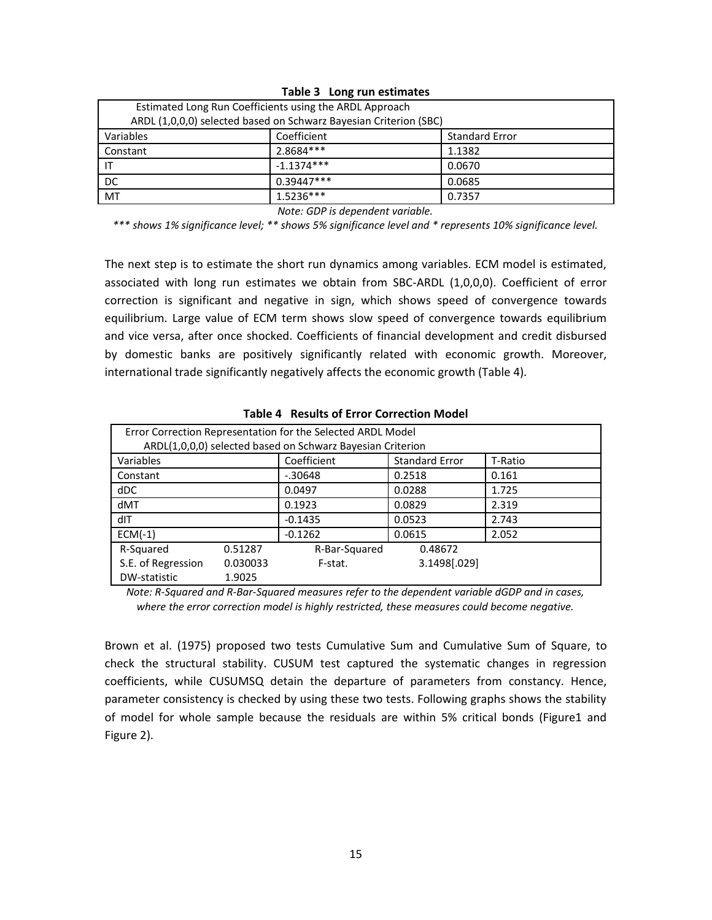**Table 3 Long run estimates**

| Estimated Long Run Coefficients using the ARDL Approach<br>ARDL (1,0,0,0) selected based on Schwarz Bayesian Criterion (SBC) | | |
|---|---|---|
| Variables | Coefficient | Standard Error |
| Constant | 2.8684*** | 1.1382 |
| IT | -1.1374*** | 0.0670 |
| DC | 0.39447*** | 0.0685 |
| MT | 1.5236*** | 0.7357 |

*Note: GDP is dependent variable.*

**** shows 1% significance level; ** shows 5% significance level and * represents 10% significance level.*

The next step is to estimate the short run dynamics among variables. ECM model is estimated, associated with long run estimates we obtain from SBC-ARDL (1,0,0,0). Coefficient of error correction is significant and negative in sign, which shows speed of convergence towards equilibrium. Large value of ECM term shows slow speed of convergence towards equilibrium and vice versa, after once shocked. Coefficients of financial development and credit disbursed by domestic banks are positively significantly related with economic growth. Moreover, international trade significantly negatively affects the economic growth (Table 4).

**Table 4 Results of Error Correction Model**

| Error Correction Representation for the Selected ARDL Model<br>ARDL(1,0,0,0) selected based on Schwarz Bayesian Criterion | | | | |
|---|---|---|---|---|
| Variables | | Coefficient | Standard Error | T-Ratio |
| Constant | | -.30648 | 0.2518 | 0.161 |
| dDC | | 0.0497 | 0.0288 | 1.725 |
| dMT | | 0.1923 | 0.0829 | 2.319 |
| dIT | | -0.1435 | 0.0523 | 2.743 |
| ECM(-1) | | -0.1262 | 0.0615 | 2.052 |
| R-Squared | 0.51287 | R-Bar-Squared | 0.48672 | |
| S.E. of Regression | 0.030033 | F-stat. | 3.1498[.029] | |
| DW-statistic | 1.9025 | | | |

*Note: R-Squared and R-Bar-Squared measures refer to the dependent variable dGDP and in cases, where the error correction model is highly restricted, these measures could become negative.*

Brown et al. (1975) proposed two tests Cumulative Sum and Cumulative Sum of Square, to check the structural stability. CUSUM test captured the systematic changes in regression coefficients, while CUSUMSQ detain the departure of parameters from constancy. Hence, parameter consistency is checked by using these two tests. Following graphs shows the stability of model for whole sample because the residuals are within 5% critical bonds (Figure1 and Figure 2).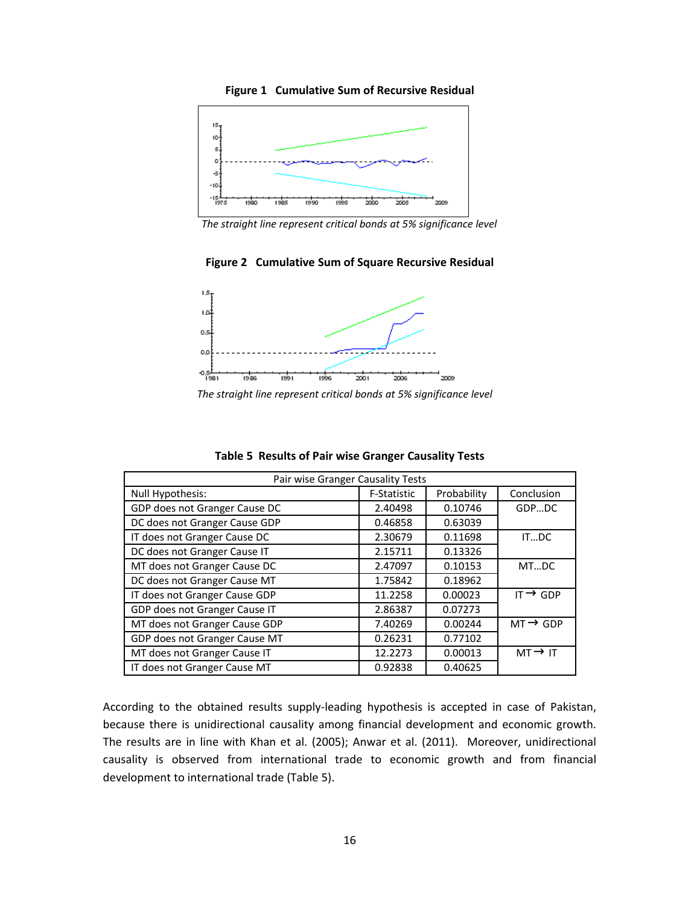**Figure 1 Cumulative Sum of Recursive Residual**

*The straight line represent critical bonds at 5% significance level*

**Figure 2 Cumulative Sum of Square Recursive Residual**

*The straight line represent critical bonds at 5% significance level*

**Table 5 Results of Pair wise Granger Causality Tests**

| Pair wise Granger Causality Tests | | | |
|---|---|---|---|
| Null Hypothesis: | F-Statistic | Probability | Conclusion |
| GDP does not Granger Cause DC | 2.40498 | 0.10746 | GDP…DC |
| DC does not Granger Cause GDP | 0.46858 | 0.63039 | |
| IT does not Granger Cause DC | 2.30679 | 0.11698 | IT…DC |
| DC does not Granger Cause IT | 2.15711 | 0.13326 | |
| MT does not Granger Cause DC | 2.47097 | 0.10153 | MT…DC |
| DC does not Granger Cause MT | 1.75842 | 0.18962 | |
| IT does not Granger Cause GDP | 11.2258 | 0.00023 | IT → GDP |
| GDP does not Granger Cause IT | 2.86387 | 0.07273 | |
| MT does not Granger Cause GDP | 7.40269 | 0.00244 | MT → GDP |
| GDP does not Granger Cause MT | 0.26231 | 0.77102 | |
| MT does not Granger Cause IT | 12.2273 | 0.00013 | MT → IT |
| IT does not Granger Cause MT | 0.92838 | 0.40625 | |

According to the obtained results supply-leading hypothesis is accepted in case of Pakistan, because there is unidirectional causality among financial development and economic growth. The results are in line with Khan et al. (2005); Anwar et al. (2011). Moreover, unidirectional causality is observed from international trade to economic growth and from financial development to international trade (Table 5).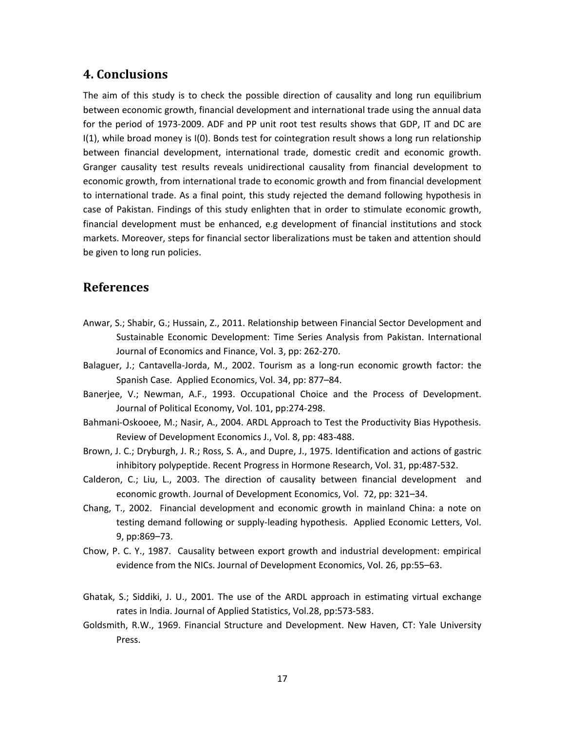## 4. Conclusions

The aim of this study is to check the possible direction of causality and long run equilibrium between economic growth, financial development and international trade using the annual data for the period of 1973-2009. ADF and PP unit root test results shows that GDP, IT and DC are I(1), while broad money is I(0). Bonds test for cointegration result shows a long run relationship between financial development, international trade, domestic credit and economic growth. Granger causality test results reveals unidirectional causality from financial development to economic growth, from international trade to economic growth and from financial development to international trade. As a final point, this study rejected the demand following hypothesis in case of Pakistan. Findings of this study enlighten that in order to stimulate economic growth, financial development must be enhanced, e.g development of financial institutions and stock markets. Moreover, steps for financial sector liberalizations must be taken and attention should be given to long run policies.

## References

Anwar, S.; Shabir, G.; Hussain, Z., 2011. Relationship between Financial Sector Development and Sustainable Economic Development: Time Series Analysis from Pakistan. International Journal of Economics and Finance, Vol. 3, pp: 262-270.

Balaguer, J.; Cantavella-Jorda, M., 2002. Tourism as a long-run economic growth factor: the Spanish Case. Applied Economics, Vol. 34, pp: 877–84.

Banerjee, V.; Newman, A.F., 1993. Occupational Choice and the Process of Development. Journal of Political Economy, Vol. 101, pp:274-298.

Bahmani-Oskooee, M.; Nasir, A., 2004. ARDL Approach to Test the Productivity Bias Hypothesis. Review of Development Economics J., Vol. 8, pp: 483-488.

Brown, J. C.; Dryburgh, J. R.; Ross, S. A., and Dupre, J., 1975. Identification and actions of gastric inhibitory polypeptide. Recent Progress in Hormone Research, Vol. 31, pp:487-532.

Calderon, C.; Liu, L., 2003. The direction of causality between financial development and economic growth. Journal of Development Economics, Vol. 72, pp: 321–34.

Chang, T., 2002. Financial development and economic growth in mainland China: a note on testing demand following or supply-leading hypothesis. Applied Economic Letters, Vol. 9, pp:869–73.

Chow, P. C. Y., 1987. Causality between export growth and industrial development: empirical evidence from the NICs. Journal of Development Economics, Vol. 26, pp:55–63.

Ghatak, S.; Siddiki, J. U., 2001. The use of the ARDL approach in estimating virtual exchange rates in India. Journal of Applied Statistics, Vol.28, pp:573-583.

Goldsmith, R.W., 1969. Financial Structure and Development. New Haven, CT: Yale University Press.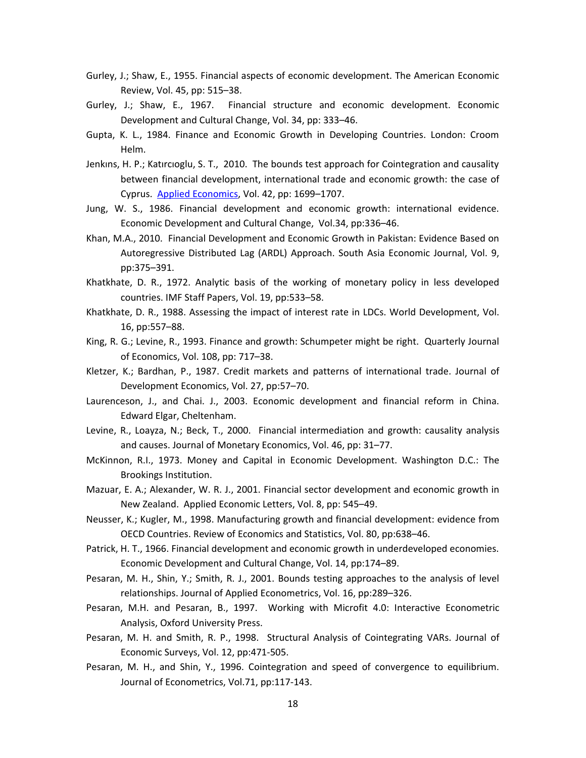Gurley, J.; Shaw, E., 1955. Financial aspects of economic development. The American Economic Review, Vol. 45, pp: 515–38.

Gurley, J.; Shaw, E., 1967. Financial structure and economic development. Economic Development and Cultural Change, Vol. 34, pp: 333–46.

Gupta, K. L., 1984. Finance and Economic Growth in Developing Countries. London: Croom Helm.

Jenkıns, H. P.; Katırcıoglu, S. T., 2010. The bounds test approach for Cointegration and causality between financial development, international trade and economic growth: the case of Cyprus. Applied Economics, Vol. 42, pp: 1699–1707.

Jung, W. S., 1986. Financial development and economic growth: international evidence. Economic Development and Cultural Change, Vol.34, pp:336–46.

Khan, M.A., 2010. Financial Development and Economic Growth in Pakistan: Evidence Based on Autoregressive Distributed Lag (ARDL) Approach. South Asia Economic Journal, Vol. 9, pp:375–391.

Khatkhate, D. R., 1972. Analytic basis of the working of monetary policy in less developed countries. IMF Staff Papers, Vol. 19, pp:533–58.

Khatkhate, D. R., 1988. Assessing the impact of interest rate in LDCs. World Development, Vol. 16, pp:557–88.

King, R. G.; Levine, R., 1993. Finance and growth: Schumpeter might be right. Quarterly Journal of Economics, Vol. 108, pp: 717–38.

Kletzer, K.; Bardhan, P., 1987. Credit markets and patterns of international trade. Journal of Development Economics, Vol. 27, pp:57–70.

Laurenceson, J., and Chai. J., 2003. Economic development and financial reform in China. Edward Elgar, Cheltenham.

Levine, R., Loayza, N.; Beck, T., 2000. Financial intermediation and growth: causality analysis and causes. Journal of Monetary Economics, Vol. 46, pp: 31–77.

McKinnon, R.I., 1973. Money and Capital in Economic Development. Washington D.C.: The Brookings Institution.

Mazuar, E. A.; Alexander, W. R. J., 2001. Financial sector development and economic growth in New Zealand. Applied Economic Letters, Vol. 8, pp: 545–49.

Neusser, K.; Kugler, M., 1998. Manufacturing growth and financial development: evidence from OECD Countries. Review of Economics and Statistics, Vol. 80, pp:638–46.

Patrick, H. T., 1966. Financial development and economic growth in underdeveloped economies. Economic Development and Cultural Change, Vol. 14, pp:174–89.

Pesaran, M. H., Shin, Y.; Smith, R. J., 2001. Bounds testing approaches to the analysis of level relationships. Journal of Applied Econometrics, Vol. 16, pp:289–326.

Pesaran, M.H. and Pesaran, B., 1997. Working with Microfit 4.0: Interactive Econometric Analysis, Oxford University Press.

Pesaran, M. H. and Smith, R. P., 1998. Structural Analysis of Cointegrating VARs. Journal of Economic Surveys, Vol. 12, pp:471-505.

Pesaran, M. H., and Shin, Y., 1996. Cointegration and speed of convergence to equilibrium. Journal of Econometrics, Vol.71, pp:117-143.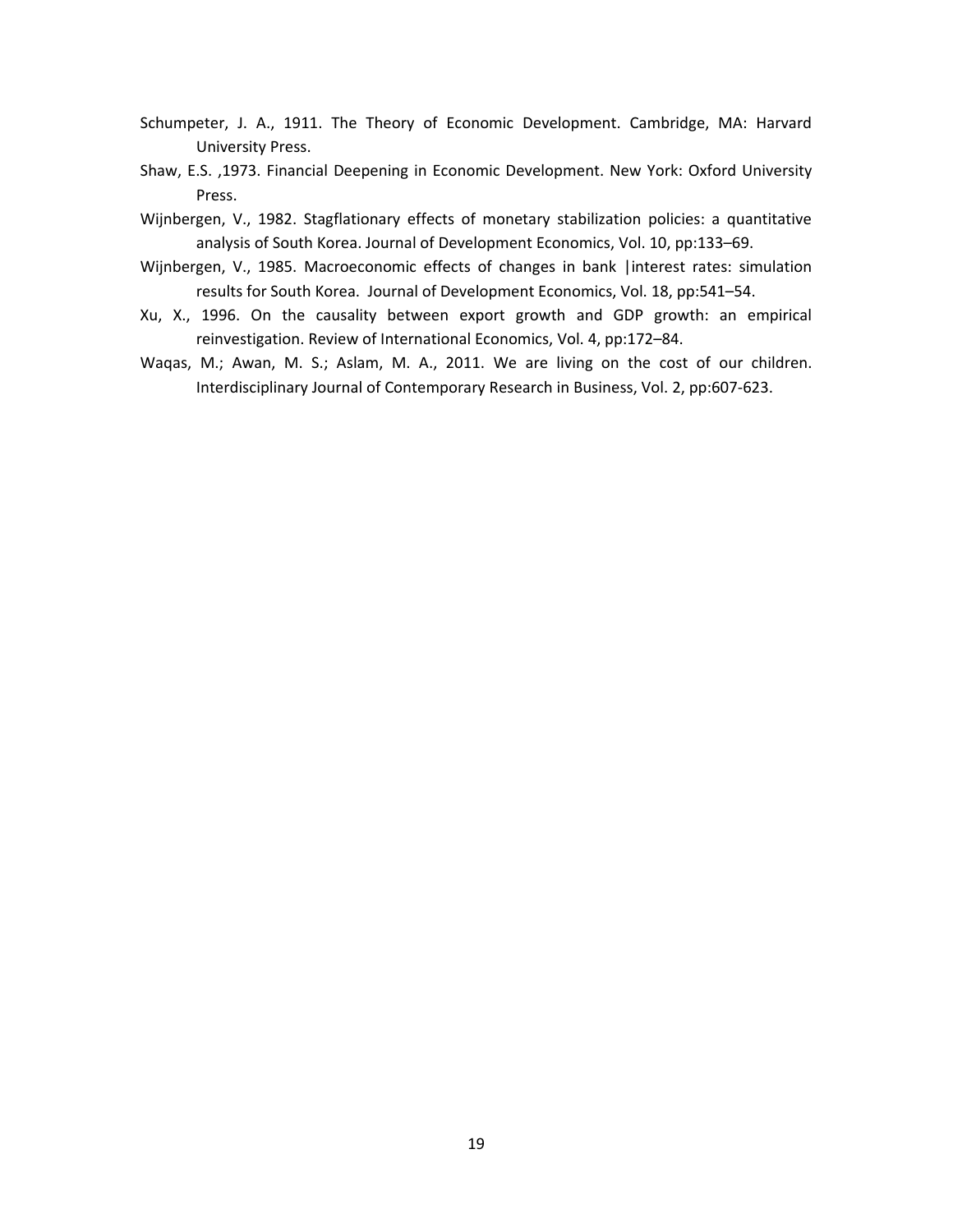Schumpeter, J. A., 1911. The Theory of Economic Development. Cambridge, MA: Harvard University Press.

Shaw, E.S. ,1973. Financial Deepening in Economic Development. New York: Oxford University Press.

Wijnbergen, V., 1982. Stagflationary effects of monetary stabilization policies: a quantitative analysis of South Korea. Journal of Development Economics, Vol. 10, pp:133–69.

Wijnbergen, V., 1985. Macroeconomic effects of changes in bank |interest rates: simulation results for South Korea. Journal of Development Economics, Vol. 18, pp:541–54.

Xu, X., 1996. On the causality between export growth and GDP growth: an empirical reinvestigation. Review of International Economics, Vol. 4, pp:172–84.

Waqas, M.; Awan, M. S.; Aslam, M. A., 2011. We are living on the cost of our children. Interdisciplinary Journal of Contemporary Research in Business, Vol. 2, pp:607-623.